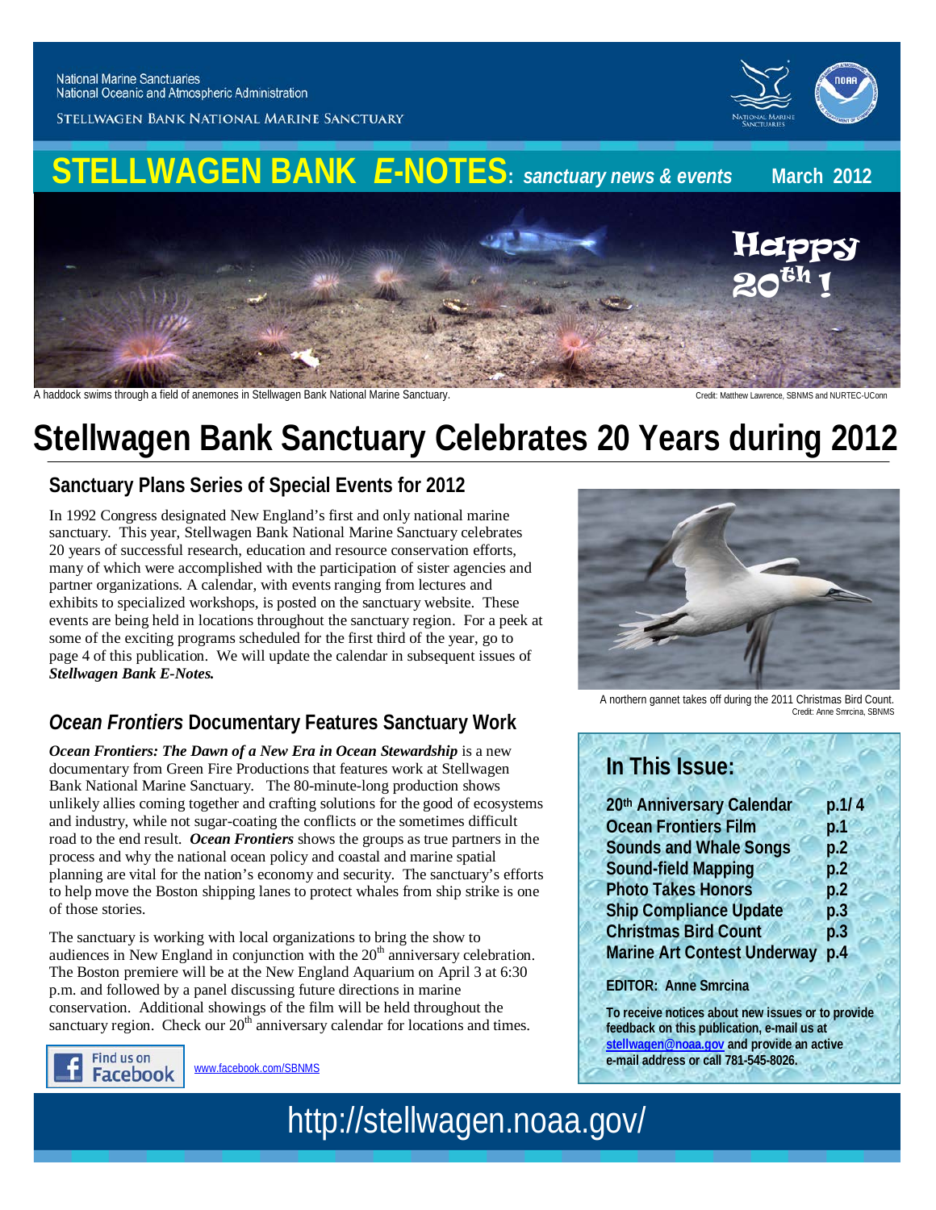National Marine Sanctuaries
National Oceanic and Atmospheric Administration

STELLWAGEN BANK NATIONAL MARINE SANCTUARY

# STELLWAGEN BANK *E*-NOTES: *sanctuary news & events* March 2012

Happy 20th !

A haddock swims through a field of anemones in Stellwagen Bank National Marine Sanctuary. Credit: Matthew Lawrence, SBNMS and NURTEC-UConn

# Stellwagen Bank Sanctuary Celebrates 20 Years during 2012

## Sanctuary Plans Series of Special Events for 2012

In 1992 Congress designated New England's first and only national marine sanctuary. This year, Stellwagen Bank National Marine Sanctuary celebrates 20 years of successful research, education and resource conservation efforts, many of which were accomplished with the participation of sister agencies and partner organizations. A calendar, with events ranging from lectures and exhibits to specialized workshops, is posted on the sanctuary website. These events are being held in locations throughout the sanctuary region. For a peek at some of the exciting programs scheduled for the first third of the year, go to page 4 of this publication. We will update the calendar in subsequent issues of ***Stellwagen Bank E-Notes.***

## *Ocean Frontiers* Documentary Features Sanctuary Work

***Ocean Frontiers: The Dawn of a New Era in Ocean Stewardship*** is a new documentary from Green Fire Productions that features work at Stellwagen Bank National Marine Sanctuary. The 80-minute-long production shows unlikely allies coming together and crafting solutions for the good of ecosystems and industry, while not sugar-coating the conflicts or the sometimes difficult road to the end result. ***Ocean Frontiers*** shows the groups as true partners in the process and why the national ocean policy and coastal and marine spatial planning are vital for the nation's economy and security. The sanctuary's efforts to help move the Boston shipping lanes to protect whales from ship strike is one of those stories.

The sanctuary is working with local organizations to bring the show to audiences in New England in conjunction with the 20th anniversary celebration. The Boston premiere will be at the New England Aquarium on April 3 at 6:30 p.m. and followed by a panel discussing future directions in marine conservation. Additional showings of the film will be held throughout the sanctuary region. Check our 20th anniversary calendar for locations and times.

Find us on Facebook www.facebook.com/SBNMS

A northern gannet takes off during the 2011 Christmas Bird Count. Credit: Anne Smrcina, SBNMS

## In This Issue:

| | |
|---|---|
| **20th Anniversary Calendar** | **p.1/ 4** |
| **Ocean Frontiers Film** | **p.1** |
| **Sounds and Whale Songs** | **p.2** |
| **Sound-field Mapping** | **p.2** |
| **Photo Takes Honors** | **p.2** |
| **Ship Compliance Update** | **p.3** |
| **Christmas Bird Count** | **p.3** |
| **Marine Art Contest Underway** | **p.4** |

**EDITOR: Anne Smrcina**

**To receive notices about new issues or to provide feedback on this publication, e-mail us at stellwagen@noaa.gov and provide an active e-mail address or call 781-545-8026.**

http://stellwagen.noaa.gov/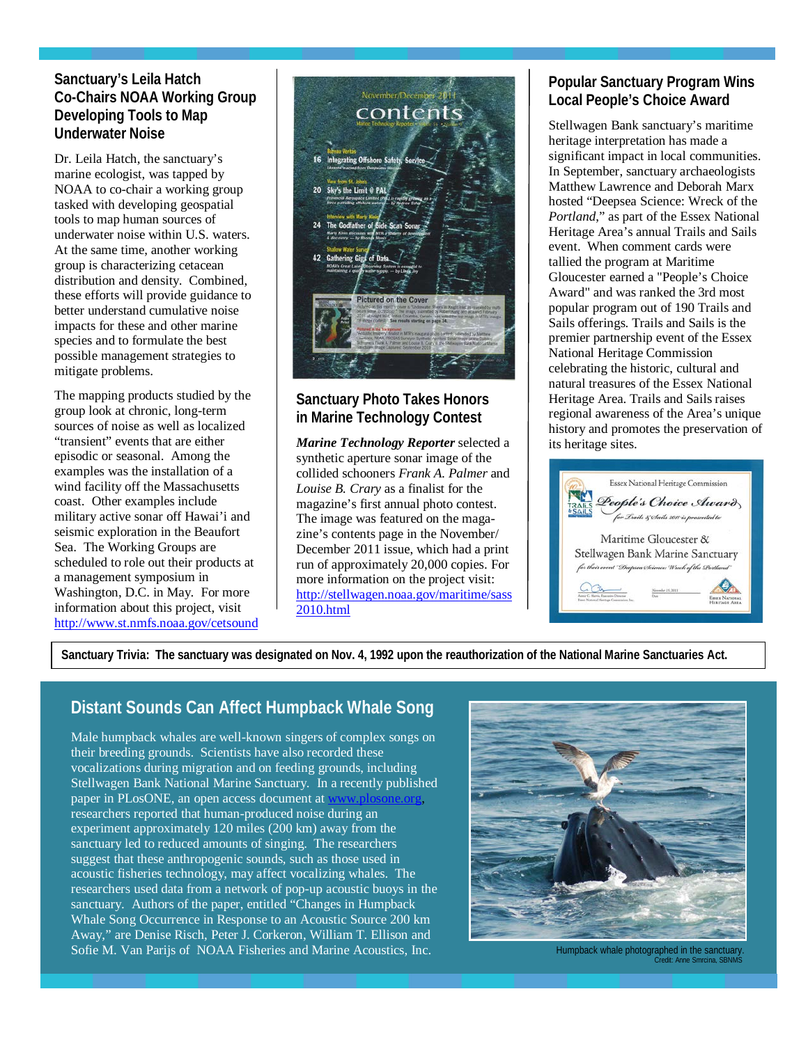## Sanctuary's Leila Hatch Co-Chairs NOAA Working Group Developing Tools to Map Underwater Noise

Dr. Leila Hatch, the sanctuary's marine ecologist, was tapped by NOAA to co-chair a working group tasked with developing geospatial tools to map human sources of underwater noise within U.S. waters. At the same time, another working group is characterizing cetacean distribution and density. Combined, these efforts will provide guidance to better understand cumulative noise impacts for these and other marine species and to formulate the best possible management strategies to mitigate problems.

The mapping products studied by the group look at chronic, long-term sources of noise as well as localized "transient" events that are either episodic or seasonal. Among the examples was the installation of a wind facility off the Massachusetts coast. Other examples include military active sonar off Hawai'i and seismic exploration in the Beaufort Sea. The Working Groups are scheduled to role out their products at a management symposium in Washington, D.C. in May. For more information about this project, visit http://www.st.nmfs.noaa.gov/cetsound

## Sanctuary Photo Takes Honors in Marine Technology Contest

***Marine Technology Reporter*** selected a synthetic aperture sonar image of the collided schooners *Frank A. Palmer* and *Louise B. Crary* as a finalist for the magazine's first annual photo contest. The image was featured on the magazine's contents page in the November/December 2011 issue, which had a print run of approximately 20,000 copies. For more information on the project visit: http://stellwagen.noaa.gov/maritime/sass2010.html

## Popular Sanctuary Program Wins Local People's Choice Award

Stellwagen Bank sanctuary's maritime heritage interpretation has made a significant impact in local communities. In September, sanctuary archaeologists Matthew Lawrence and Deborah Marx hosted "Deepsea Science: Wreck of the *Portland*," as part of the Essex National Heritage Area's annual Trails and Sails event. When comment cards were tallied the program at Maritime Gloucester earned a "People's Choice Award" and was ranked the 3rd most popular program out of 190 Trails and Sails offerings. Trails and Sails is the premier partnership event of the Essex National Heritage Commission celebrating the historic, cultural and natural treasures of the Essex National Heritage Area. Trails and Sails raises regional awareness of the Area's unique history and promotes the preservation of its heritage sites.

**Sanctuary Trivia: The sanctuary was designated on Nov. 4, 1992 upon the reauthorization of the National Marine Sanctuaries Act.**

## Distant Sounds Can Affect Humpback Whale Song

Male humpback whales are well-known singers of complex songs on their breeding grounds. Scientists have also recorded these vocalizations during migration and on feeding grounds, including Stellwagen Bank National Marine Sanctuary. In a recently published paper in PLosONE, an open access document at www.plosone.org, researchers reported that human-produced noise during an experiment approximately 120 miles (200 km) away from the sanctuary led to reduced amounts of singing. The researchers suggest that these anthropogenic sounds, such as those used in acoustic fisheries technology, may affect vocalizing whales. The researchers used data from a network of pop-up acoustic buoys in the sanctuary. Authors of the paper, entitled "Changes in Humpback Whale Song Occurrence in Response to an Acoustic Source 200 km Away," are Denise Risch, Peter J. Corkeron, William T. Ellison and Sofie M. Van Parijs of NOAA Fisheries and Marine Acoustics, Inc.

Humpback whale photographed in the sanctuary.
Credit: Anne Smrcina, SBNMS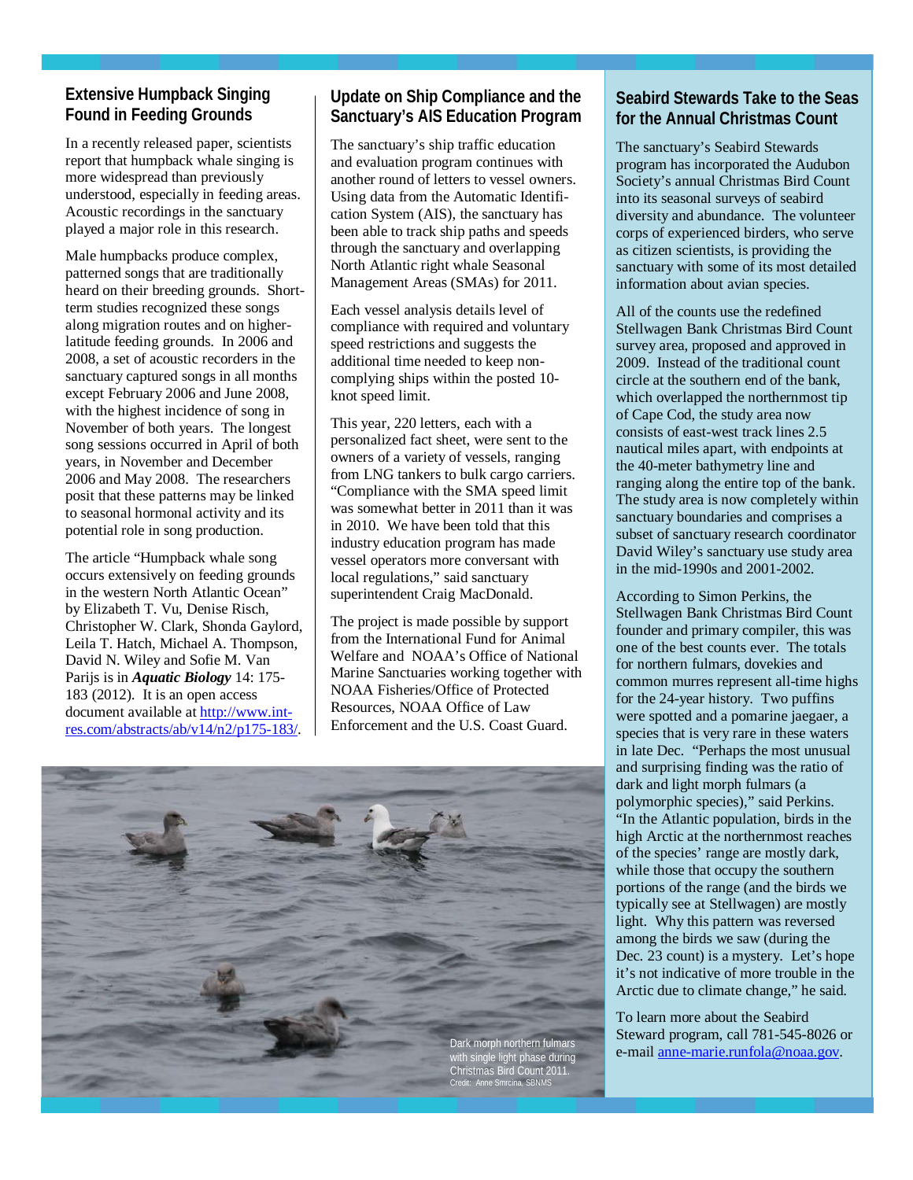## Extensive Humpback Singing Found in Feeding Grounds

In a recently released paper, scientists report that humpback whale singing is more widespread than previously understood, especially in feeding areas. Acoustic recordings in the sanctuary played a major role in this research.

Male humpbacks produce complex, patterned songs that are traditionally heard on their breeding grounds. Short-term studies recognized these songs along migration routes and on higher-latitude feeding grounds. In 2006 and 2008, a set of acoustic recorders in the sanctuary captured songs in all months except February 2006 and June 2008, with the highest incidence of song in November of both years. The longest song sessions occurred in April of both years, in November and December 2006 and May 2008. The researchers posit that these patterns may be linked to seasonal hormonal activity and its potential role in song production.

The article "Humpback whale song occurs extensively on feeding grounds in the western North Atlantic Ocean" by Elizabeth T. Vu, Denise Risch, Christopher W. Clark, Shonda Gaylord, Leila T. Hatch, Michael A. Thompson, David N. Wiley and Sofie M. Van Parijs is in ***Aquatic Biology*** 14: 175-183 (2012). It is an open access document available at http://www.int-res.com/abstracts/ab/v14/n2/p175-183/.

## Update on Ship Compliance and the Sanctuary's AIS Education Program

The sanctuary's ship traffic education and evaluation program continues with another round of letters to vessel owners. Using data from the Automatic Identification System (AIS), the sanctuary has been able to track ship paths and speeds through the sanctuary and overlapping North Atlantic right whale Seasonal Management Areas (SMAs) for 2011.

Each vessel analysis details level of compliance with required and voluntary speed restrictions and suggests the additional time needed to keep non-complying ships within the posted 10-knot speed limit.

This year, 220 letters, each with a personalized fact sheet, were sent to the owners of a variety of vessels, ranging from LNG tankers to bulk cargo carriers. "Compliance with the SMA speed limit was somewhat better in 2011 than it was in 2010. We have been told that this industry education program has made vessel operators more conversant with local regulations," said sanctuary superintendent Craig MacDonald.

The project is made possible by support from the International Fund for Animal Welfare and NOAA's Office of National Marine Sanctuaries working together with NOAA Fisheries/Office of Protected Resources, NOAA Office of Law Enforcement and the U.S. Coast Guard.

Dark morph northern fulmars with single light phase during Christmas Bird Count 2011.
Credit: Anne Smrcina, SBNMS

## Seabird Stewards Take to the Seas for the Annual Christmas Count

The sanctuary's Seabird Stewards program has incorporated the Audubon Society's annual Christmas Bird Count into its seasonal surveys of seabird diversity and abundance. The volunteer corps of experienced birders, who serve as citizen scientists, is providing the sanctuary with some of its most detailed information about avian species.

All of the counts use the redefined Stellwagen Bank Christmas Bird Count survey area, proposed and approved in 2009. Instead of the traditional count circle at the southern end of the bank, which overlapped the northernmost tip of Cape Cod, the study area now consists of east-west track lines 2.5 nautical miles apart, with endpoints at the 40-meter bathymetry line and ranging along the entire top of the bank. The study area is now completely within sanctuary boundaries and comprises a subset of sanctuary research coordinator David Wiley's sanctuary use study area in the mid-1990s and 2001-2002.

According to Simon Perkins, the Stellwagen Bank Christmas Bird Count founder and primary compiler, this was one of the best counts ever. The totals for northern fulmars, dovekies and common murres represent all-time highs for the 24-year history. Two puffins were spotted and a pomarine jaegaer, a species that is very rare in these waters in late Dec. "Perhaps the most unusual and surprising finding was the ratio of dark and light morph fulmars (a polymorphic species)," said Perkins. "In the Atlantic population, birds in the high Arctic at the northernmost reaches of the species' range are mostly dark, while those that occupy the southern portions of the range (and the birds we typically see at Stellwagen) are mostly light. Why this pattern was reversed among the birds we saw (during the Dec. 23 count) is a mystery. Let's hope it's not indicative of more trouble in the Arctic due to climate change," he said.

To learn more about the Seabird Steward program, call 781-545-8026 or e-mail anne-marie.runfola@noaa.gov.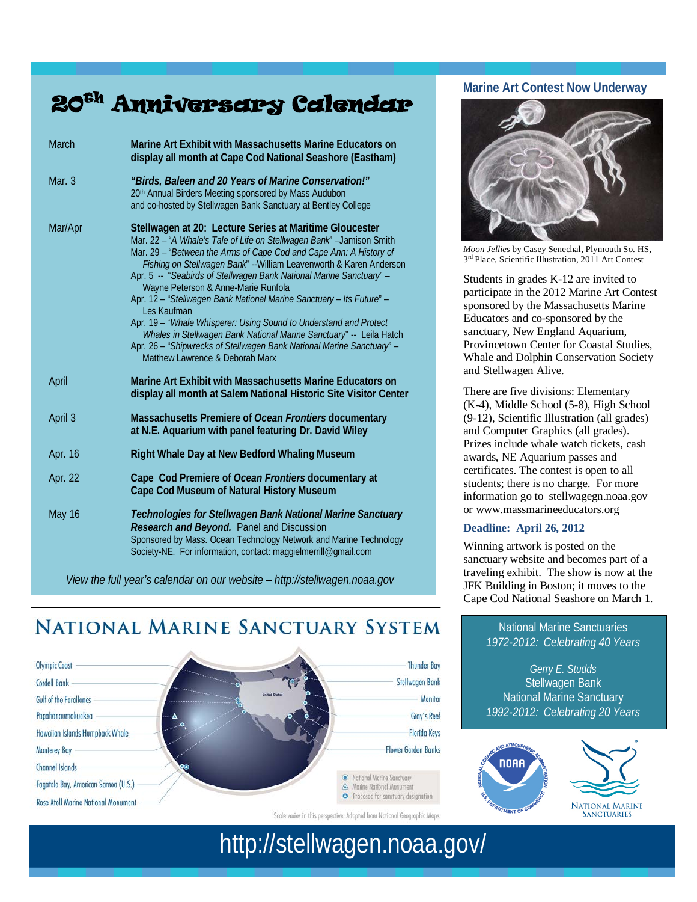# 20th Anniversary Calendar

| | |
|---|---|
| March | **Marine Art Exhibit with Massachusetts Marine Educators on display all month at Cape Cod National Seashore (Eastham)** |
| Mar. 3 | ***"Birds, Baleen and 20 Years of Marine Conservation!"*** 20th Annual Birders Meeting sponsored by Mass Audubon and co-hosted by Stellwagen Bank Sanctuary at Bentley College |
| Mar/Apr | **Stellwagen at 20: Lecture Series at Maritime Gloucester** Mar. 22 – "*A Whale's Tale of Life on Stellwagen Bank*" –Jamison Smith; Mar. 29 – "*Between the Arms of Cape Cod and Cape Ann: A History of Fishing on Stellwagen Bank*" --William Leavenworth & Karen Anderson; Apr. 5 -- "*Seabirds of Stellwagen Bank National Marine Sanctuary*" – Wayne Peterson & Anne-Marie Runfola; Apr. 12 – "*Stellwagen Bank National Marine Sanctuary – Its Future*" – Les Kaufman; Apr. 19 – "*Whale Whisperer: Using Sound to Understand and Protect Whales in Stellwagen Bank National Marine Sanctuary*" -- Leila Hatch; Apr. 26 – "*Shipwrecks of Stellwagen Bank National Marine Sanctuary*" – Matthew Lawrence & Deborah Marx |
| April | **Marine Art Exhibit with Massachusetts Marine Educators on display all month at Salem National Historic Site Visitor Center** |
| April 3 | **Massachusetts Premiere of *Ocean Frontiers* documentary at N.E. Aquarium with panel featuring Dr. David Wiley** |
| Apr. 16 | **Right Whale Day at New Bedford Whaling Museum** |
| Apr. 22 | **Cape Cod Premiere of *Ocean Frontiers* documentary at Cape Cod Museum of Natural History Museum** |
| May 16 | ***Technologies for Stellwagen Bank National Marine Sanctuary Research and Beyond.*** Panel and Discussion. Sponsored by Mass. Ocean Technology Network and Marine Technology Society-NE. For information, contact: maggielmerrill@gmail.com |

*View the full year's calendar on our website – http://stellwagen.noaa.gov*

## Marine Art Contest Now Underway

*Moon Jellies* by Casey Senechal, Plymouth So. HS, 3rd Place, Scientific Illustration, 2011 Art Contest

Students in grades K-12 are invited to participate in the 2012 Marine Art Contest sponsored by the Massachusetts Marine Educators and co-sponsored by the sanctuary, New England Aquarium, Provincetown Center for Coastal Studies, Whale and Dolphin Conservation Society and Stellwagen Alive.

There are five divisions: Elementary (K-4), Middle School (5-8), High School (9-12), Scientific Illustration (all grades) and Computer Graphics (all grades). Prizes include whale watch tickets, cash awards, NE Aquarium passes and certificates. The contest is open to all students; there is no charge. For more information go to stellwagegn.noaa.gov or www.massmarineeducators.org

**Deadline: April 26, 2012**

Winning artwork is posted on the sanctuary website and becomes part of a traveling exhibit. The show is now at the JFK Building in Boston; it moves to the Cape Cod National Seashore on March 1.

## National Marine Sanctuary System

Olympic Coast
Cordell Bank
Gulf of the Farallones
Papahānaumokuākea
Hawaiian Islands Humpback Whale
Monterey Bay
Channel Islands
Fagatele Bay, American Samoa (U.S.)
Rose Atoll Marine National Monument
Thunder Bay
Stellwagen Bank
Monitor
Gray's Reef
Florida Keys
Flower Garden Banks
United States
National Marine Sanctuary
Marine National Monument
Proposed for sanctuary designation

Scale varies in this perspective. Adapted from National Geographic Maps.

National Marine Sanctuaries
*1972-2012: Celebrating 40 Years*

*Gerry E. Studds*
Stellwagen Bank
National Marine Sanctuary
*1992-2012: Celebrating 20 Years*

NOAA
National Oceanic and Atmospheric Administration
U.S. Department of Commerce

National Marine Sanctuaries

http://stellwagen.noaa.gov/